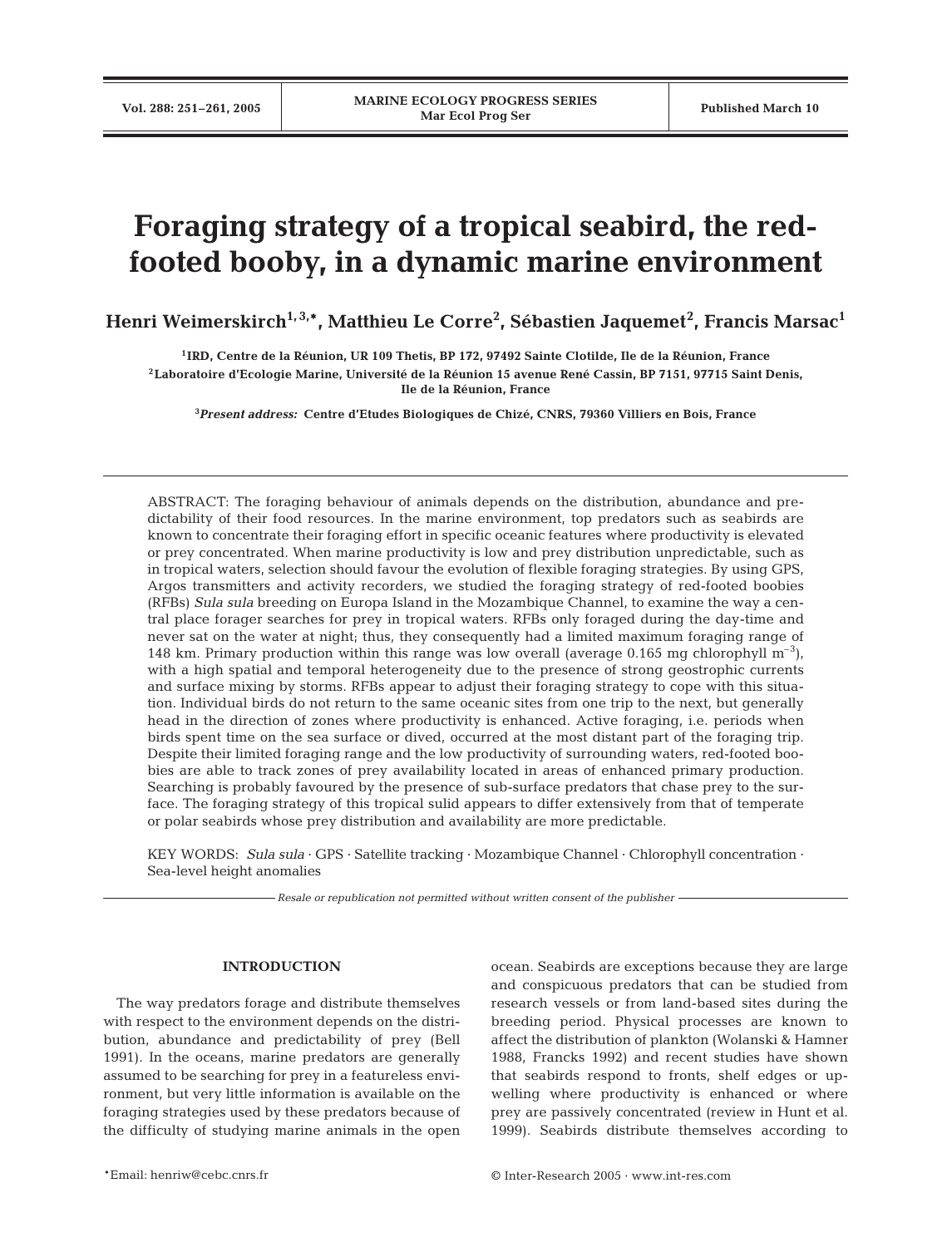# Foraging strategy of a tropical seabird, the red-footed booby, in a dynamic marine environment

**Henri Weimerskirch[1,3,*], Matthieu Le Corre[2], Sébastien Jaquemet[2], Francis Marsac[1]**

[1]IRD, Centre de la Réunion, UR 109 Thetis, BP 172, 97492 Sainte Clotilde, Ile de la Réunion, France
[2]Laboratoire d'Ecologie Marine, Université de la Réunion 15 avenue René Cassin, BP 7151, 97715 Saint Denis, Ile de la Réunion, France

[3]*Present address:* Centre d'Etudes Biologiques de Chizé, CNRS, 79360 Villiers en Bois, France

ABSTRACT: The foraging behaviour of animals depends on the distribution, abundance and predictability of their food resources. In the marine environment, top predators such as seabirds are known to concentrate their foraging effort in specific oceanic features where productivity is elevated or prey concentrated. When marine productivity is low and prey distribution unpredictable, such as in tropical waters, selection should favour the evolution of flexible foraging strategies. By using GPS, Argos transmitters and activity recorders, we studied the foraging strategy of red-footed boobies (RFBs) *Sula sula* breeding on Europa Island in the Mozambique Channel, to examine the way a central place forager searches for prey in tropical waters. RFBs only foraged during the day-time and never sat on the water at night; thus, they consequently had a limited maximum foraging range of 148 km. Primary production within this range was low overall (average 0.165 mg chlorophyll $m^{-3}$), with a high spatial and temporal heterogeneity due to the presence of strong geostrophic currents and surface mixing by storms. RFBs appear to adjust their foraging strategy to cope with this situation. Individual birds do not return to the same oceanic sites from one trip to the next, but generally head in the direction of zones where productivity is enhanced. Active foraging, i.e. periods when birds spent time on the sea surface or dived, occurred at the most distant part of the foraging trip. Despite their limited foraging range and the low productivity of surrounding waters, red-footed boobies are able to track zones of prey availability located in areas of enhanced primary production. Searching is probably favoured by the presence of sub-surface predators that chase prey to the surface. The foraging strategy of this tropical sulid appears to differ extensively from that of temperate or polar seabirds whose prey distribution and availability are more predictable.

KEY WORDS: *Sula sula* · GPS · Satellite tracking · Mozambique Channel · Chlorophyll concentration · Sea-level height anomalies

*Resale or republication not permitted without written consent of the publisher*

## INTRODUCTION

The way predators forage and distribute themselves with respect to the environment depends on the distribution, abundance and predictability of prey (Bell 1991). In the oceans, marine predators are generally assumed to be searching for prey in a featureless environment, but very little information is available on the foraging strategies used by these predators because of the difficulty of studying marine animals in the open ocean. Seabirds are exceptions because they are large and conspicuous predators that can be studied from research vessels or from land-based sites during the breeding period. Physical processes are known to affect the distribution of plankton (Wolanski & Hamner 1988, Francks 1992) and recent studies have shown that seabirds respond to fronts, shelf edges or upwelling where productivity is enhanced or where prey are passively concentrated (review in Hunt et al. 1999). Seabirds distribute themselves according to

*Email: henriw@cebc.cnrs.fr

© Inter-Research 2005 · www.int-res.com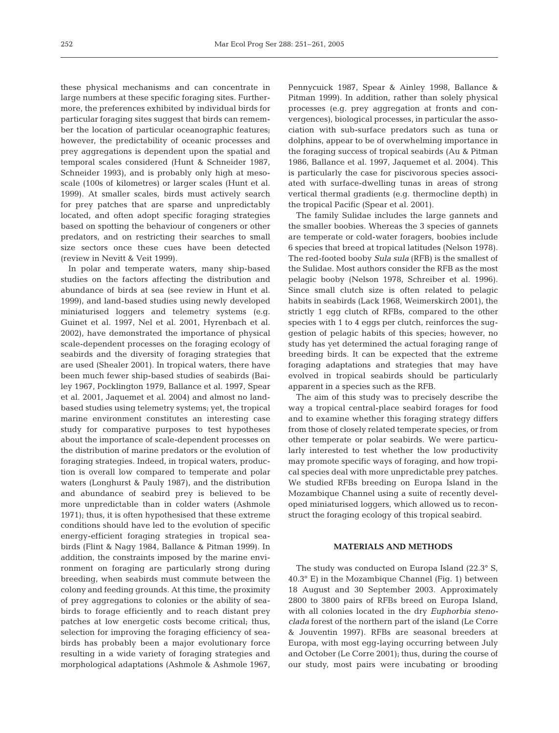these physical mechanisms and can concentrate in large numbers at these specific foraging sites. Furthermore, the preferences exhibited by individual birds for particular foraging sites suggest that birds can remember the location of particular oceanographic features; however, the predictability of oceanic processes and prey aggregations is dependent upon the spatial and temporal scales considered (Hunt & Schneider 1987, Schneider 1993), and is probably only high at mesoscale (100s of kilometres) or larger scales (Hunt et al. 1999). At smaller scales, birds must actively search for prey patches that are sparse and unpredictably located, and often adopt specific foraging strategies based on spotting the behaviour of congeners or other predators, and on restricting their searches to small size sectors once these cues have been detected (review in Nevitt & Veit 1999).

In polar and temperate waters, many ship-based studies on the factors affecting the distribution and abundance of birds at sea (see review in Hunt et al. 1999), and land-based studies using newly developed miniaturised loggers and telemetry systems (e.g. Guinet et al. 1997, Nel et al. 2001, Hyrenbach et al. 2002), have demonstrated the importance of physical scale-dependent processes on the foraging ecology of seabirds and the diversity of foraging strategies that are used (Shealer 2001). In tropical waters, there have been much fewer ship-based studies of seabirds (Bailey 1967, Pocklington 1979, Ballance et al. 1997, Spear et al. 2001, Jaquemet et al. 2004) and almost no land-based studies using telemetry systems; yet, the tropical marine environment constitutes an interesting case study for comparative purposes to test hypotheses about the importance of scale-dependent processes on the distribution of marine predators or the evolution of foraging strategies. Indeed, in tropical waters, production is overall low compared to temperate and polar waters (Longhurst & Pauly 1987), and the distribution and abundance of seabird prey is believed to be more unpredictable than in colder waters (Ashmole 1971); thus, it is often hypothesised that these extreme conditions should have led to the evolution of specific energy-efficient foraging strategies in tropical seabirds (Flint & Nagy 1984, Ballance & Pitman 1999). In addition, the constraints imposed by the marine environment on foraging are particularly strong during breeding, when seabirds must commute between the colony and feeding grounds. At this time, the proximity of prey aggregations to colonies or the ability of seabirds to forage efficiently and to reach distant prey patches at low energetic costs become critical; thus, selection for improving the foraging efficiency of seabirds has probably been a major evolutionary force resulting in a wide variety of foraging strategies and morphological adaptations (Ashmole & Ashmole 1967, Pennycuick 1987, Spear & Ainley 1998, Ballance & Pitman 1999). In addition, rather than solely physical processes (e.g. prey aggregation at fronts and convergences), biological processes, in particular the association with sub-surface predators such as tuna or dolphins, appear to be of overwhelming importance in the foraging success of tropical seabirds (Au & Pitman 1986, Ballance et al. 1997, Jaquemet et al. 2004). This is particularly the case for piscivorous species associated with surface-dwelling tunas in areas of strong vertical thermal gradients (e.g. thermocline depth) in the tropical Pacific (Spear et al. 2001).

The family Sulidae includes the large gannets and the smaller boobies. Whereas the 3 species of gannets are temperate or cold-water foragers, boobies include 6 species that breed at tropical latitudes (Nelson 1978). The red-footed booby *Sula sula* (RFB) is the smallest of the Sulidae. Most authors consider the RFB as the most pelagic booby (Nelson 1978, Schreiber et al. 1996). Since small clutch size is often related to pelagic habits in seabirds (Lack 1968, Weimerskirch 2001), the strictly 1 egg clutch of RFBs, compared to the other species with 1 to 4 eggs per clutch, reinforces the suggestion of pelagic habits of this species; however, no study has yet determined the actual foraging range of breeding birds. It can be expected that the extreme foraging adaptations and strategies that may have evolved in tropical seabirds should be particularly apparent in a species such as the RFB.

The aim of this study was to precisely describe the way a tropical central-place seabird forages for food and to examine whether this foraging strategy differs from those of closely related temperate species, or from other temperate or polar seabirds. We were particularly interested to test whether the low productivity may promote specific ways of foraging, and how tropical species deal with more unpredictable prey patches. We studied RFBs breeding on Europa Island in the Mozambique Channel using a suite of recently developed miniaturised loggers, which allowed us to reconstruct the foraging ecology of this tropical seabird.

## MATERIALS AND METHODS

The study was conducted on Europa Island (22.3° S, 40.3° E) in the Mozambique Channel (Fig. 1) between 18 August and 30 September 2003. Approximately 2800 to 3800 pairs of RFBs breed on Europa Island, with all colonies located in the dry *Euphorbia stenoclada* forest of the northern part of the island (Le Corre & Jouventin 1997). RFBs are seasonal breeders at Europa, with most egg-laying occurring between July and October (Le Corre 2001); thus, during the course of our study, most pairs were incubating or brooding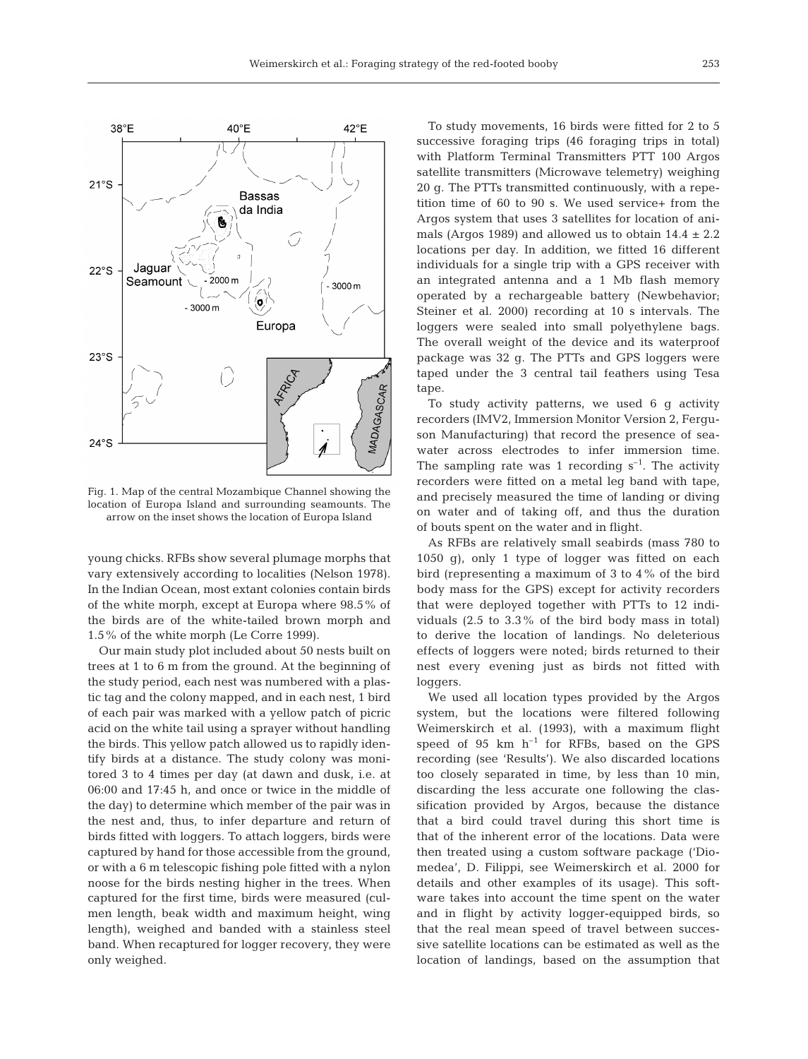Fig. 1. Map of the central Mozambique Channel showing the location of Europa Island and surrounding seamounts. The arrow on the inset shows the location of Europa Island

young chicks. RFBs show several plumage morphs that vary extensively according to localities (Nelson 1978). In the Indian Ocean, most extant colonies contain birds of the white morph, except at Europa where 98.5% of the birds are of the white-tailed brown morph and 1.5% of the white morph (Le Corre 1999).

Our main study plot included about 50 nests built on trees at 1 to 6 m from the ground. At the beginning of the study period, each nest was numbered with a plastic tag and the colony mapped, and in each nest, 1 bird of each pair was marked with a yellow patch of picric acid on the white tail using a sprayer without handling the birds. This yellow patch allowed us to rapidly identify birds at a distance. The study colony was monitored 3 to 4 times per day (at dawn and dusk, i.e. at 06:00 and 17:45 h, and once or twice in the middle of the day) to determine which member of the pair was in the nest and, thus, to infer departure and return of birds fitted with loggers. To attach loggers, birds were captured by hand for those accessible from the ground, or with a 6 m telescopic fishing pole fitted with a nylon noose for the birds nesting higher in the trees. When captured for the first time, birds were measured (culmen length, beak width and maximum height, wing length), weighed and banded with a stainless steel band. When recaptured for logger recovery, they were only weighed.

To study movements, 16 birds were fitted for 2 to 5 successive foraging trips (46 foraging trips in total) with Platform Terminal Transmitters PTT 100 Argos satellite transmitters (Microwave telemetry) weighing 20 g. The PTTs transmitted continuously, with a repetition time of 60 to 90 s. We used service+ from the Argos system that uses 3 satellites for location of animals (Argos 1989) and allowed us to obtain $14.4 \pm 2.2$ locations per day. In addition, we fitted 16 different individuals for a single trip with a GPS receiver with an integrated antenna and a 1 Mb flash memory operated by a rechargeable battery (Newbehavior; Steiner et al. 2000) recording at 10 s intervals. The loggers were sealed into small polyethylene bags. The overall weight of the device and its waterproof package was 32 g. The PTTs and GPS loggers were taped under the 3 central tail feathers using Tesa tape.

To study activity patterns, we used 6 g activity recorders (IMV2, Immersion Monitor Version 2, Ferguson Manufacturing) that record the presence of seawater across electrodes to infer immersion time. The sampling rate was 1 recording $s^{-1}$. The activity recorders were fitted on a metal leg band with tape, and precisely measured the time of landing or diving on water and of taking off, and thus the duration of bouts spent on the water and in flight.

As RFBs are relatively small seabirds (mass 780 to 1050 g), only 1 type of logger was fitted on each bird (representing a maximum of 3 to 4% of the bird body mass for the GPS) except for activity recorders that were deployed together with PTTs to 12 individuals (2.5 to 3.3% of the bird body mass in total) to derive the location of landings. No deleterious effects of loggers were noted; birds returned to their nest every evening just as birds not fitted with loggers.

We used all location types provided by the Argos system, but the locations were filtered following Weimerskirch et al. (1993), with a maximum flight speed of 95 km $h^{-1}$ for RFBs, based on the GPS recording (see 'Results'). We also discarded locations too closely separated in time, by less than 10 min, discarding the less accurate one following the classification provided by Argos, because the distance that a bird could travel during this short time is that of the inherent error of the locations. Data were then treated using a custom software package ('Diomedea', D. Filippi, see Weimerskirch et al. 2000 for details and other examples of its usage). This software takes into account the time spent on the water and in flight by activity logger-equipped birds, so that the real mean speed of travel between successive satellite locations can be estimated as well as the location of landings, based on the assumption that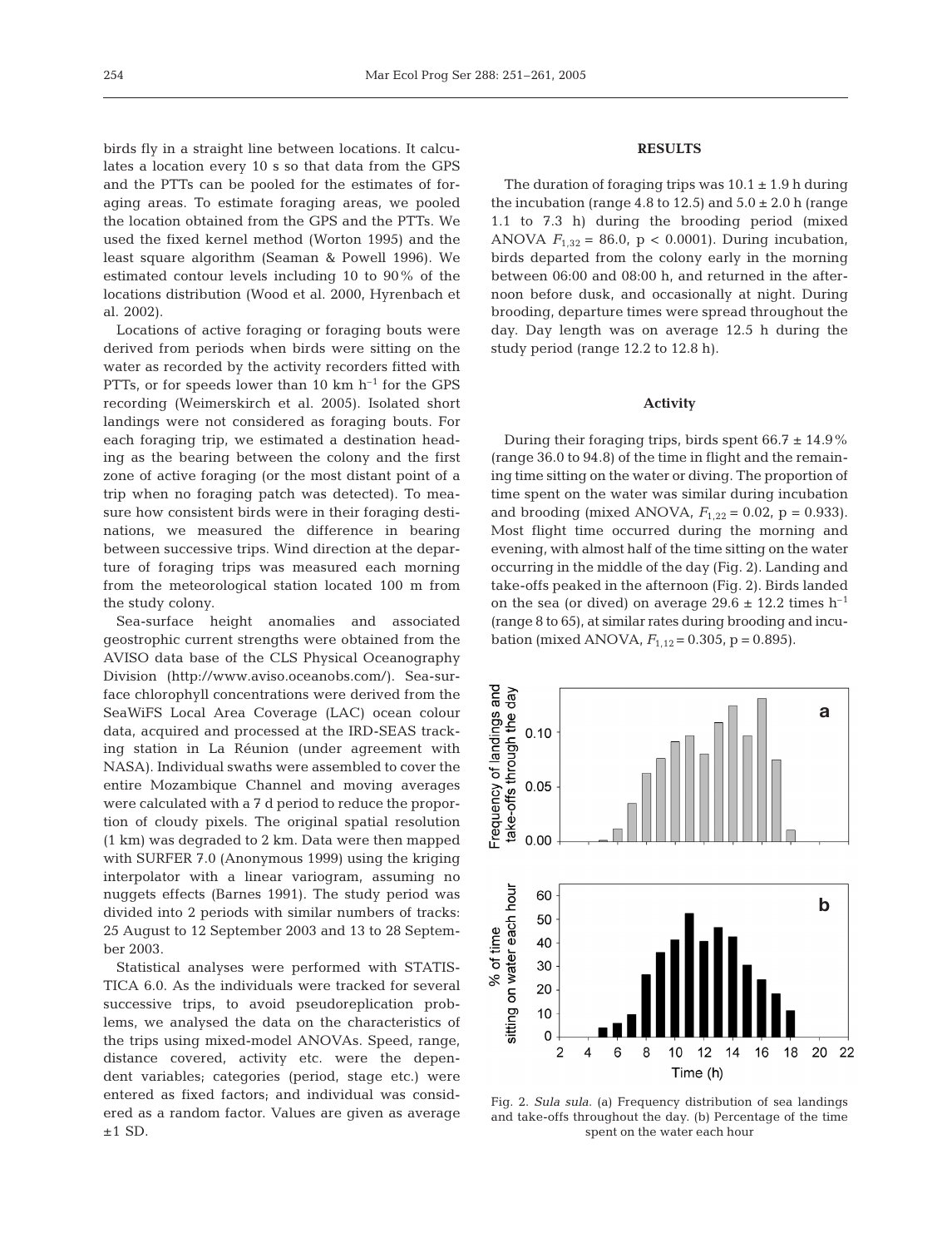birds fly in a straight line between locations. It calculates a location every 10 s so that data from the GPS and the PTTs can be pooled for the estimates of foraging areas. To estimate foraging areas, we pooled the location obtained from the GPS and the PTTs. We used the fixed kernel method (Worton 1995) and the least square algorithm (Seaman & Powell 1996). We estimated contour levels including 10 to 90% of the locations distribution (Wood et al. 2000, Hyrenbach et al. 2002).

Locations of active foraging or foraging bouts were derived from periods when birds were sitting on the water as recorded by the activity recorders fitted with PTTs, or for speeds lower than 10 km $h^{-1}$ for the GPS recording (Weimerskirch et al. 2005). Isolated short landings were not considered as foraging bouts. For each foraging trip, we estimated a destination heading as the bearing between the colony and the first zone of active foraging (or the most distant point of a trip when no foraging patch was detected). To measure how consistent birds were in their foraging destinations, we measured the difference in bearing between successive trips. Wind direction at the departure of foraging trips was measured each morning from the meteorological station located 100 m from the study colony.

Sea-surface height anomalies and associated geostrophic current strengths were obtained from the AVISO data base of the CLS Physical Oceanography Division (http://www.aviso.oceanobs.com/). Sea-surface chlorophyll concentrations were derived from the SeaWiFS Local Area Coverage (LAC) ocean colour data, acquired and processed at the IRD-SEAS tracking station in La Réunion (under agreement with NASA). Individual swaths were assembled to cover the entire Mozambique Channel and moving averages were calculated with a 7 d period to reduce the proportion of cloudy pixels. The original spatial resolution (1 km) was degraded to 2 km. Data were then mapped with SURFER 7.0 (Anonymous 1999) using the kriging interpolator with a linear variogram, assuming no nuggets effects (Barnes 1991). The study period was divided into 2 periods with similar numbers of tracks: 25 August to 12 September 2003 and 13 to 28 September 2003.

Statistical analyses were performed with STATISTICA 6.0. As the individuals were tracked for several successive trips, to avoid pseudoreplication problems, we analysed the data on the characteristics of the trips using mixed-model ANOVAs. Speed, range, distance covered, activity etc. were the dependent variables; categories (period, stage etc.) were entered as fixed factors; and individual was considered as a random factor. Values are given as average ±1 SD.

## RESULTS

The duration of foraging trips was 10.1 ± 1.9 h during the incubation (range 4.8 to 12.5) and 5.0 ± 2.0 h (range 1.1 to 7.3 h) during the brooding period (mixed ANOVA $F_{1,32}$ = 86.0, $p < 0.0001$). During incubation, birds departed from the colony early in the morning between 06:00 and 08:00 h, and returned in the afternoon before dusk, and occasionally at night. During brooding, departure times were spread throughout the day. Day length was on average 12.5 h during the study period (range 12.2 to 12.8 h).

### Activity

During their foraging trips, birds spent 66.7 ± 14.9% (range 36.0 to 94.8) of the time in flight and the remaining time sitting on the water or diving. The proportion of time spent on the water was similar during incubation and brooding (mixed ANOVA, $F_{1,22}$ = 0.02, $p = 0.933$). Most flight time occurred during the morning and evening, with almost half of the time sitting on the water occurring in the middle of the day (Fig. 2). Landing and take-offs peaked in the afternoon (Fig. 2). Birds landed on the sea (or dived) on average 29.6 ± 12.2 times $h^{-1}$ (range 8 to 65), at similar rates during brooding and incubation (mixed ANOVA, $F_{1,12}$ = 0.305, $p = 0.895$).

Fig. 2. *Sula sula*. (a) Frequency distribution of sea landings and take-offs throughout the day. (b) Percentage of the time spent on the water each hour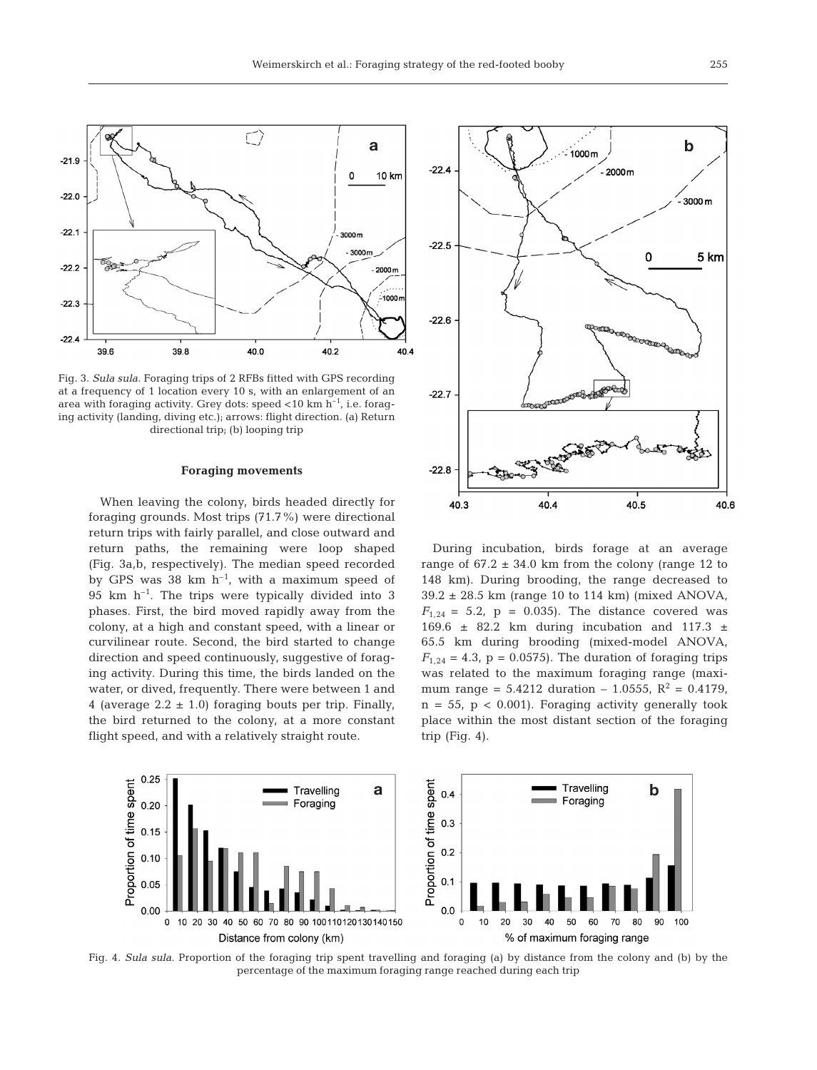Fig. 3. *Sula sula*. Foraging trips of 2 RFBs fitted with GPS recording at a frequency of 1 location every 10 s, with an enlargement of an area with foraging activity. Grey dots: speed <10 km $h^{-1}$, i.e. foraging activity (landing, diving etc.); arrows: flight direction. (a) Return directional trip; (b) looping trip

#### Foraging movements

When leaving the colony, birds headed directly for foraging grounds. Most trips (71.7%) were directional return trips with fairly parallel, and close outward and return paths, the remaining were loop shaped (Fig. 3a,b, respectively). The median speed recorded by GPS was 38 km $h^{-1}$, with a maximum speed of 95 km $h^{-1}$. The trips were typically divided into 3 phases. First, the bird moved rapidly away from the colony, at a high and constant speed, with a linear or curvilinear route. Second, the bird started to change direction and speed continuously, suggestive of foraging activity. During this time, the birds landed on the water, or dived, frequently. There were between 1 and 4 (average 2.2 ± 1.0) foraging bouts per trip. Finally, the bird returned to the colony, at a more constant flight speed, and with a relatively straight route.

During incubation, birds forage at an average range of 67.2 ± 34.0 km from the colony (range 12 to 148 km). During brooding, the range decreased to 39.2 ± 28.5 km (range 10 to 114 km) (mixed ANOVA, $F_{1,24}$ = 5.2, p = 0.035). The distance covered was 169.6 ± 82.2 km during incubation and 117.3 ± 65.5 km during brooding (mixed-model ANOVA, $F_{1,24}$ = 4.3, p = 0.0575). The duration of foraging trips was related to the maximum foraging range (maximum range = 5.4212 duration − 1.0555, $R^2$ = 0.4179, n = 55, p < 0.001). Foraging activity generally took place within the most distant section of the foraging trip (Fig. 4).

Fig. 4. *Sula sula*. Proportion of the foraging trip spent travelling and foraging (a) by distance from the colony and (b) by the percentage of the maximum foraging range reached during each trip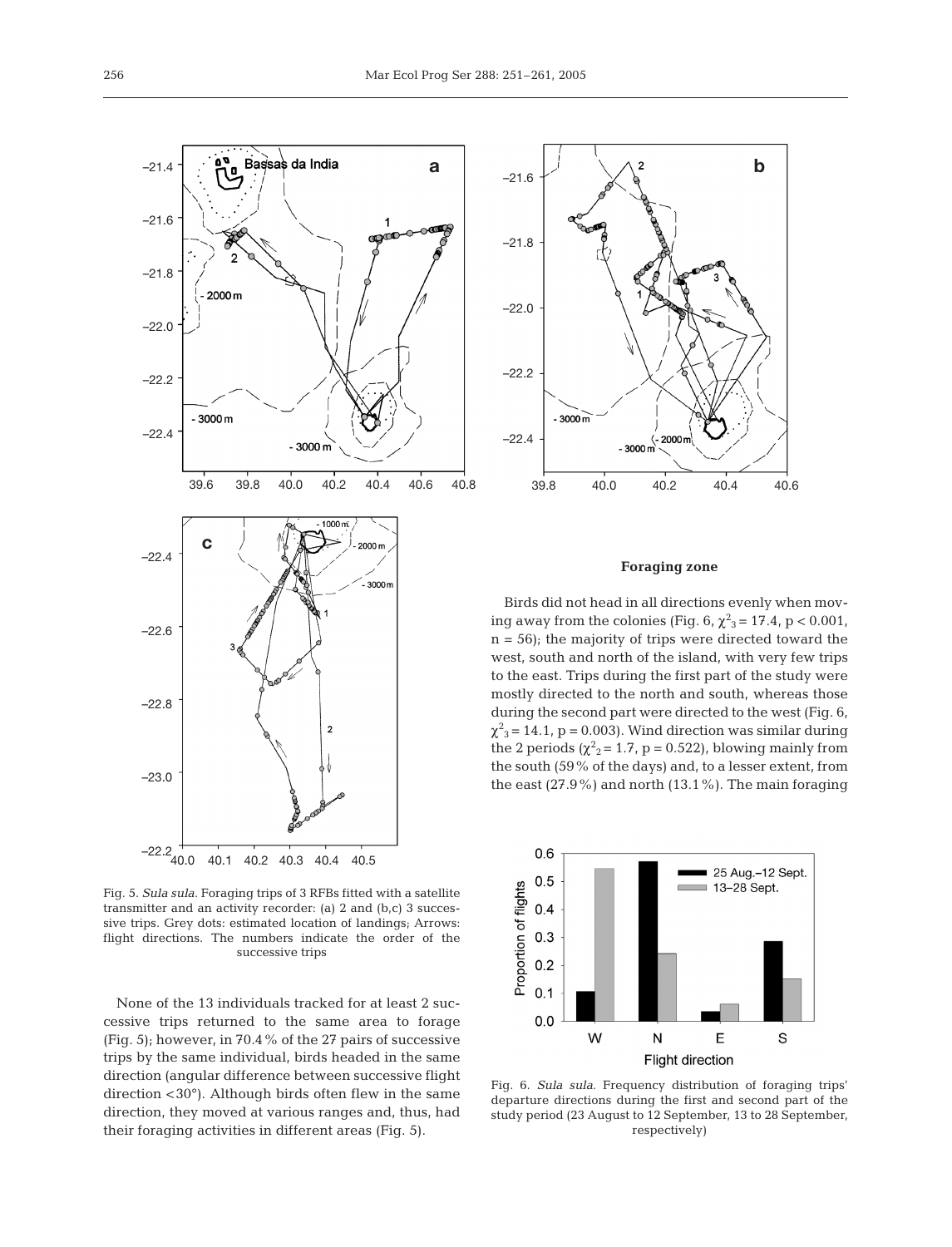Fig. 5. *Sula sula.* Foraging trips of 3 RFBs fitted with a satellite transmitter and an activity recorder: (a) 2 and (b,c) 3 successive trips. Grey dots: estimated location of landings; Arrows: flight directions. The numbers indicate the order of the successive trips

None of the 13 individuals tracked for at least 2 successive trips returned to the same area to forage (Fig. 5); however, in 70.4% of the 27 pairs of successive trips by the same individual, birds headed in the same direction (angular difference between successive flight direction <30°). Although birds often flew in the same direction, they moved at various ranges and, thus, had their foraging activities in different areas (Fig. 5).

### Foraging zone

Birds did not head in all directions evenly when moving away from the colonies (Fig. 6, $\chi^2_3 = 17.4$, $p < 0.001$, $n = 56$); the majority of trips were directed toward the west, south and north of the island, with very few trips to the east. Trips during the first part of the study were mostly directed to the north and south, whereas those during the second part were directed to the west (Fig. 6, $\chi^2_3 = 14.1$, $p = 0.003$). Wind direction was similar during the 2 periods ($\chi^2_2 = 1.7$, $p = 0.522$), blowing mainly from the south (59% of the days) and, to a lesser extent, from the east (27.9%) and north (13.1%). The main foraging

Fig. 6. *Sula sula.* Frequency distribution of foraging trips' departure directions during the first and second part of the study period (23 August to 12 September, 13 to 28 September, respectively)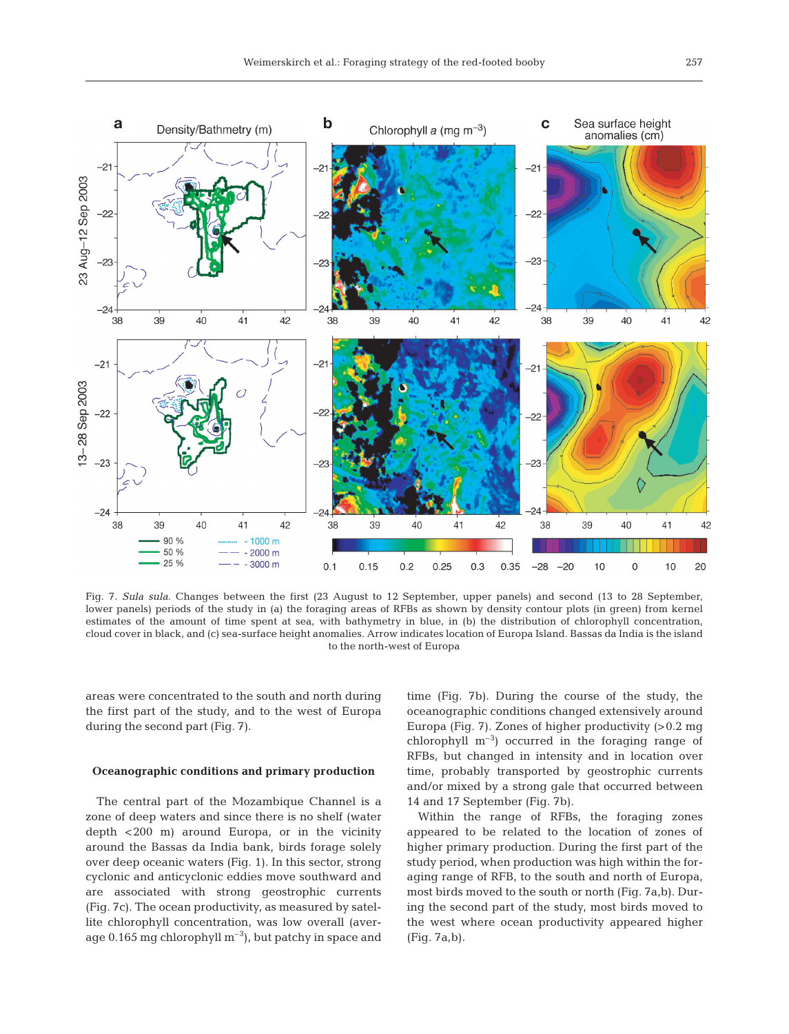Fig. 7. *Sula sula*. Changes between the first (23 August to 12 September, upper panels) and second (13 to 28 September, lower panels) periods of the study in (a) the foraging areas of RFBs as shown by density contour plots (in green) from kernel estimates of the amount of time spent at sea, with bathymetry in blue, in (b) the distribution of chlorophyll concentration, cloud cover in black, and (c) sea-surface height anomalies. Arrow indicates location of Europa Island. Bassas da India is the island to the north-west of Europa

areas were concentrated to the south and north during the first part of the study, and to the west of Europa during the second part (Fig. 7).

## Oceanographic conditions and primary production

The central part of the Mozambique Channel is a zone of deep waters and since there is no shelf (water depth <200 m) around Europa, or in the vicinity around the Bassas da India bank, birds forage solely over deep oceanic waters (Fig. 1). In this sector, strong cyclonic and anticyclonic eddies move southward and are associated with strong geostrophic currents (Fig. 7c). The ocean productivity, as measured by satellite chlorophyll concentration, was low overall (average 0.165 mg chlorophyll $m^{-3}$), but patchy in space and time (Fig. 7b). During the course of the study, the oceanographic conditions changed extensively around Europa (Fig. 7). Zones of higher productivity (>0.2 mg chlorophyll $m^{-3}$) occurred in the foraging range of RFBs, but changed in intensity and in location over time, probably transported by geostrophic currents and/or mixed by a strong gale that occurred between 14 and 17 September (Fig. 7b).

Within the range of RFBs, the foraging zones appeared to be related to the location of zones of higher primary production. During the first part of the study period, when production was high within the foraging range of RFB, to the south and north of Europa, most birds moved to the south or north (Fig. 7a,b). During the second part of the study, most birds moved to the west where ocean productivity appeared higher (Fig. 7a,b).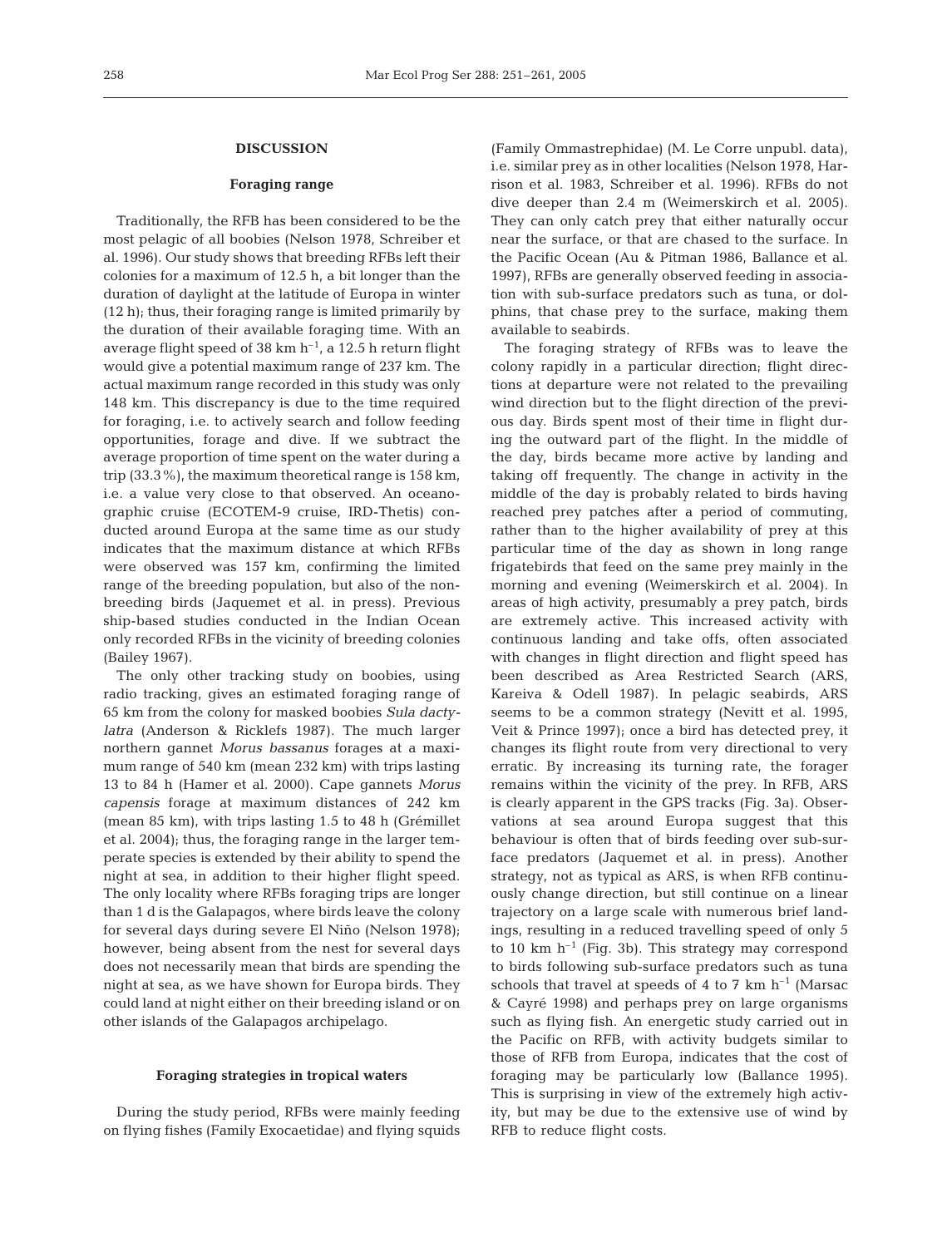## DISCUSSION

### Foraging range

Traditionally, the RFB has been considered to be the most pelagic of all boobies (Nelson 1978, Schreiber et al. 1996). Our study shows that breeding RFBs left their colonies for a maximum of 12.5 h, a bit longer than the duration of daylight at the latitude of Europa in winter (12 h); thus, their foraging range is limited primarily by the duration of their available foraging time. With an average flight speed of 38 km $h^{-1}$, a 12.5 h return flight would give a potential maximum range of 237 km. The actual maximum range recorded in this study was only 148 km. This discrepancy is due to the time required for foraging, i.e. to actively search and follow feeding opportunities, forage and dive. If we subtract the average proportion of time spent on the water during a trip (33.3%), the maximum theoretical range is 158 km, i.e. a value very close to that observed. An oceanographic cruise (ECOTEM-9 cruise, IRD-Thetis) conducted around Europa at the same time as our study indicates that the maximum distance at which RFBs were observed was 157 km, confirming the limited range of the breeding population, but also of the non-breeding birds (Jaquemet et al. in press). Previous ship-based studies conducted in the Indian Ocean only recorded RFBs in the vicinity of breeding colonies (Bailey 1967).

The only other tracking study on boobies, using radio tracking, gives an estimated foraging range of 65 km from the colony for masked boobies *Sula dactylatra* (Anderson & Ricklefs 1987). The much larger northern gannet *Morus bassanus* forages at a maximum range of 540 km (mean 232 km) with trips lasting 13 to 84 h (Hamer et al. 2000). Cape gannets *Morus capensis* forage at maximum distances of 242 km (mean 85 km), with trips lasting 1.5 to 48 h (Grémillet et al. 2004); thus, the foraging range in the larger temperate species is extended by their ability to spend the night at sea, in addition to their higher flight speed. The only locality where RFBs foraging trips are longer than 1 d is the Galapagos, where birds leave the colony for several days during severe El Niño (Nelson 1978); however, being absent from the nest for several days does not necessarily mean that birds are spending the night at sea, as we have shown for Europa birds. They could land at night either on their breeding island or on other islands of the Galapagos archipelago.

### Foraging strategies in tropical waters

During the study period, RFBs were mainly feeding on flying fishes (Family Exocaetidae) and flying squids (Family Ommastrephidae) (M. Le Corre unpubl. data), i.e. similar prey as in other localities (Nelson 1978, Harrison et al. 1983, Schreiber et al. 1996). RFBs do not dive deeper than 2.4 m (Weimerskirch et al. 2005). They can only catch prey that either naturally occur near the surface, or that are chased to the surface. In the Pacific Ocean (Au & Pitman 1986, Ballance et al. 1997), RFBs are generally observed feeding in association with sub-surface predators such as tuna, or dolphins, that chase prey to the surface, making them available to seabirds.

The foraging strategy of RFBs was to leave the colony rapidly in a particular direction; flight directions at departure were not related to the prevailing wind direction but to the flight direction of the previous day. Birds spent most of their time in flight during the outward part of the flight. In the middle of the day, birds became more active by landing and taking off frequently. The change in activity in the middle of the day is probably related to birds having reached prey patches after a period of commuting, rather than to the higher availability of prey at this particular time of the day as shown in long range frigatebirds that feed on the same prey mainly in the morning and evening (Weimerskirch et al. 2004). In areas of high activity, presumably a prey patch, birds are extremely active. This increased activity with continuous landing and take offs, often associated with changes in flight direction and flight speed has been described as Area Restricted Search (ARS, Kareiva & Odell 1987). In pelagic seabirds, ARS seems to be a common strategy (Nevitt et al. 1995, Veit & Prince 1997); once a bird has detected prey, it changes its flight route from very directional to very erratic. By increasing its turning rate, the forager remains within the vicinity of the prey. In RFB, ARS is clearly apparent in the GPS tracks (Fig. 3a). Observations at sea around Europa suggest that this behaviour is often that of birds feeding over sub-surface predators (Jaquemet et al. in press). Another strategy, not as typical as ARS, is when RFB continuously change direction, but still continue on a linear trajectory on a large scale with numerous brief landings, resulting in a reduced travelling speed of only 5 to 10 km $h^{-1}$ (Fig. 3b). This strategy may correspond to birds following sub-surface predators such as tuna schools that travel at speeds of 4 to 7 km $h^{-1}$ (Marsac & Cayré 1998) and perhaps prey on large organisms such as flying fish. An energetic study carried out in the Pacific on RFB, with activity budgets similar to those of RFB from Europa, indicates that the cost of foraging may be particularly low (Ballance 1995). This is surprising in view of the extremely high activity, but may be due to the extensive use of wind by RFB to reduce flight costs.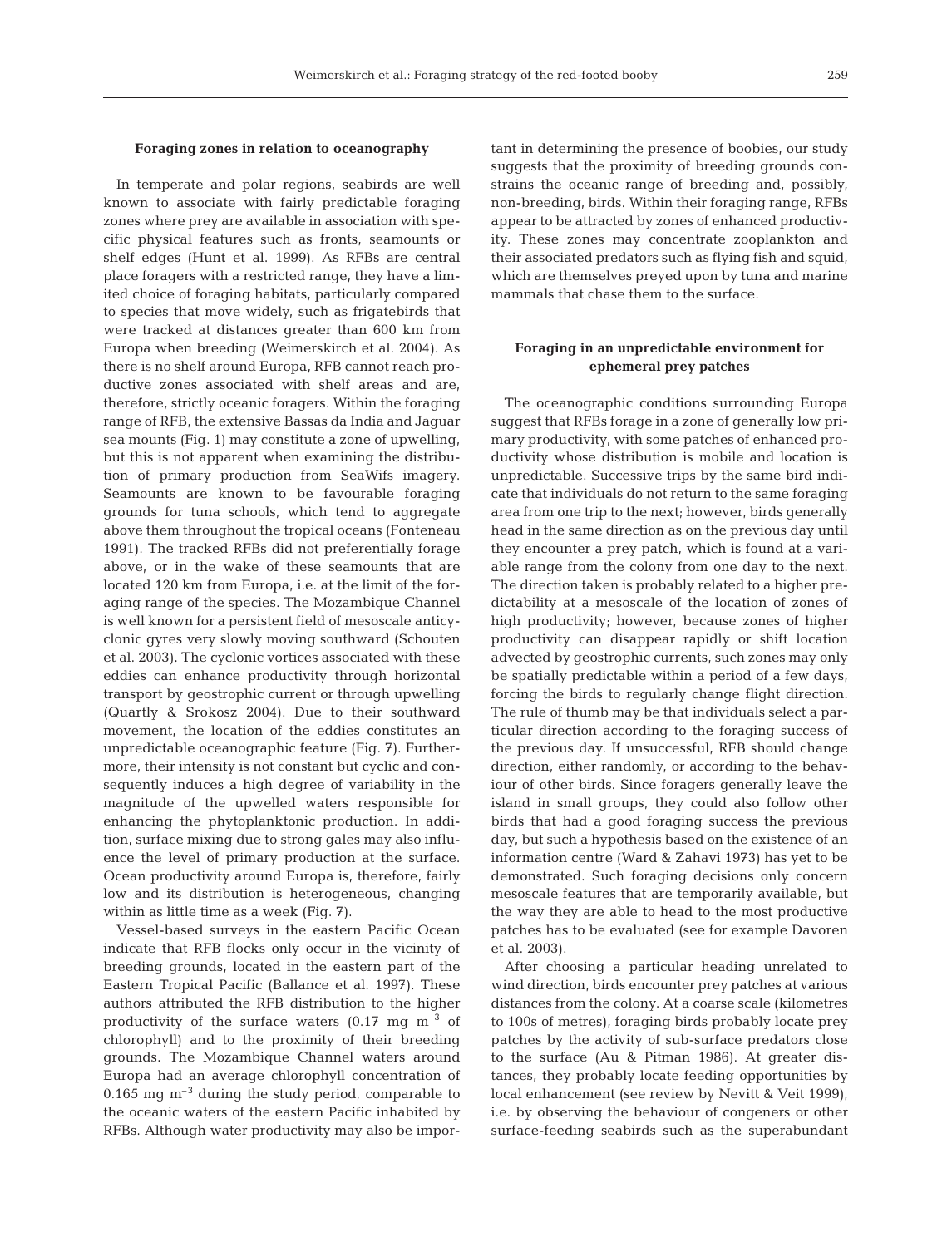### Foraging zones in relation to oceanography

In temperate and polar regions, seabirds are well known to associate with fairly predictable foraging zones where prey are available in association with specific physical features such as fronts, seamounts or shelf edges (Hunt et al. 1999). As RFBs are central place foragers with a restricted range, they have a limited choice of foraging habitats, particularly compared to species that move widely, such as frigatebirds that were tracked at distances greater than 600 km from Europa when breeding (Weimerskirch et al. 2004). As there is no shelf around Europa, RFB cannot reach productive zones associated with shelf areas and are, therefore, strictly oceanic foragers. Within the foraging range of RFB, the extensive Bassas da India and Jaguar sea mounts (Fig. 1) may constitute a zone of upwelling, but this is not apparent when examining the distribution of primary production from SeaWifs imagery. Seamounts are known to be favourable foraging grounds for tuna schools, which tend to aggregate above them throughout the tropical oceans (Fonteneau 1991). The tracked RFBs did not preferentially forage above, or in the wake of these seamounts that are located 120 km from Europa, i.e. at the limit of the foraging range of the species. The Mozambique Channel is well known for a persistent field of mesoscale anticyclonic gyres very slowly moving southward (Schouten et al. 2003). The cyclonic vortices associated with these eddies can enhance productivity through horizontal transport by geostrophic current or through upwelling (Quartly & Srokosz 2004). Due to their southward movement, the location of the eddies constitutes an unpredictable oceanographic feature (Fig. 7). Furthermore, their intensity is not constant but cyclic and consequently induces a high degree of variability in the magnitude of the upwelled waters responsible for enhancing the phytoplanktonic production. In addition, surface mixing due to strong gales may also influence the level of primary production at the surface. Ocean productivity around Europa is, therefore, fairly low and its distribution is heterogeneous, changing within as little time as a week (Fig. 7).

Vessel-based surveys in the eastern Pacific Ocean indicate that RFB flocks only occur in the vicinity of breeding grounds, located in the eastern part of the Eastern Tropical Pacific (Ballance et al. 1997). These authors attributed the RFB distribution to the higher productivity of the surface waters (0.17 mg $m^{-3}$ of chlorophyll) and to the proximity of their breeding grounds. The Mozambique Channel waters around Europa had an average chlorophyll concentration of 0.165 mg $m^{-3}$ during the study period, comparable to the oceanic waters of the eastern Pacific inhabited by RFBs. Although water productivity may also be important in determining the presence of boobies, our study suggests that the proximity of breeding grounds constrains the oceanic range of breeding and, possibly, non-breeding, birds. Within their foraging range, RFBs appear to be attracted by zones of enhanced productivity. These zones may concentrate zooplankton and their associated predators such as flying fish and squid, which are themselves preyed upon by tuna and marine mammals that chase them to the surface.

### Foraging in an unpredictable environment for ephemeral prey patches

The oceanographic conditions surrounding Europa suggest that RFBs forage in a zone of generally low primary productivity, with some patches of enhanced productivity whose distribution is mobile and location is unpredictable. Successive trips by the same bird indicate that individuals do not return to the same foraging area from one trip to the next; however, birds generally head in the same direction as on the previous day until they encounter a prey patch, which is found at a variable range from the colony from one day to the next. The direction taken is probably related to a higher predictability at a mesoscale of the location of zones of high productivity; however, because zones of higher productivity can disappear rapidly or shift location advected by geostrophic currents, such zones may only be spatially predictable within a period of a few days, forcing the birds to regularly change flight direction. The rule of thumb may be that individuals select a particular direction according to the foraging success of the previous day. If unsuccessful, RFB should change direction, either randomly, or according to the behaviour of other birds. Since foragers generally leave the island in small groups, they could also follow other birds that had a good foraging success the previous day, but such a hypothesis based on the existence of an information centre (Ward & Zahavi 1973) has yet to be demonstrated. Such foraging decisions only concern mesoscale features that are temporarily available, but the way they are able to head to the most productive patches has to be evaluated (see for example Davoren et al. 2003).

After choosing a particular heading unrelated to wind direction, birds encounter prey patches at various distances from the colony. At a coarse scale (kilometres to 100s of metres), foraging birds probably locate prey patches by the activity of sub-surface predators close to the surface (Au & Pitman 1986). At greater distances, they probably locate feeding opportunities by local enhancement (see review by Nevitt & Veit 1999), i.e. by observing the behaviour of congeners or other surface-feeding seabirds such as the superabundant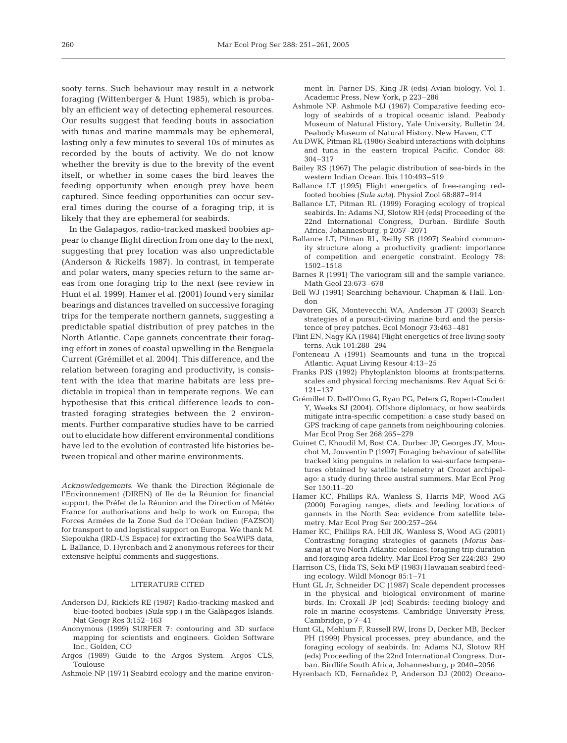sooty terns. Such behaviour may result in a network foraging (Wittenberger & Hunt 1985), which is probably an efficient way of detecting ephemeral resources. Our results suggest that feeding bouts in association with tunas and marine mammals may be ephemeral, lasting only a few minutes to several 10s of minutes as recorded by the bouts of activity. We do not know whether the brevity is due to the brevity of the event itself, or whether in some cases the bird leaves the feeding opportunity when enough prey have been captured. Since feeding opportunities can occur several times during the course of a foraging trip, it is likely that they are ephemeral for seabirds.

In the Galapagos, radio-tracked masked boobies appear to change flight direction from one day to the next, suggesting that prey location was also unpredictable (Anderson & Rickelfs 1987). In contrast, in temperate and polar waters, many species return to the same areas from one foraging trip to the next (see review in Hunt et al. 1999). Hamer et al. (2001) found very similar bearings and distances travelled on successive foraging trips for the temperate northern gannets, suggesting a predictable spatial distribution of prey patches in the North Atlantic. Cape gannets concentrate their foraging effort in zones of coastal upwelling in the Benguela Current (Grémillet et al. 2004). This difference, and the relation between foraging and productivity, is consistent with the idea that marine habitats are less predictable in tropical than in temperate regions. We can hypothesise that this critical difference leads to contrasted foraging strategies between the 2 environments. Further comparative studies have to be carried out to elucidate how different environmental conditions have led to the evolution of contrasted life histories between tropical and other marine environments.

*Acknowledgements.* We thank the Direction Régionale de l'Environnement (DIREN) of Ile de la Réunion for financial support; the Préfet de la Réunion and the Direction of Météo France for authorisations and help to work on Europa; the Forces Armées de la Zone Sud de l'Océan Indien (FAZSOI) for transport to and logistical support on Europa. We thank M. Slepoukha (IRD-US Espace) for extracting the SeaWiFS data, L. Ballance, D. Hyrenbach and 2 anonymous referees for their extensive helpful comments and suggestions.

## LITERATURE CITED

Anderson DJ, Ricklefs RE (1987) Radio-tracking masked and blue-footed boobies (*Sula* spp.) in the Galàpagos Islands. Nat Geogr Res 3:152–163

Anonymous (1999) SURFER 7: contouring and 3D surface mapping for scientists and engineers. Golden Software Inc., Golden, CO

Argos (1989) Guide to the Argos System. Argos CLS, Toulouse

Ashmole NP (1971) Seabird ecology and the marine environment. In: Farner DS, King JR (eds) Avian biology, Vol 1. Academic Press, New York, p 223–286

Ashmole NP, Ashmole MJ (1967) Comparative feeding ecology of seabirds of a tropical oceanic island. Peabody Museum of Natural History, Yale University, Bulletin 24, Peabody Museum of Natural History, New Haven, CT

Au DWK, Pitman RL (1986) Seabird interactions with dolphins and tuna in the eastern tropical Pacific. Condor 88: 304–317

Bailey RS (1967) The pelagic distribution of sea-birds in the western Indian Ocean. Ibis 110:493–519

Ballance LT (1995) Flight energetics of free-ranging red-footed boobies (*Sula sula*). Physiol Zool 68:887–914

Ballance LT, Pitman RL (1999) Foraging ecology of tropical seabirds. In: Adams NJ, Slotow RH (eds) Proceeding of the 22nd International Congress, Durban. Birdlife South Africa, Johannesburg, p 2057–2071

Ballance LT, Pitman RL, Reilly SB (1997) Seabird community structure along a productivity gradient: importance of competition and energetic constraint. Ecology 78: 1502–1518

Barnes R (1991) The variogram sill and the sample variance. Math Geol 23:673–678

Bell WJ (1991) Searching behaviour. Chapman & Hall, London

Davoren GK, Montevecchi WA, Anderson JT (2003) Search strategies of a pursuit-diving marine bird and the persistence of prey patches. Ecol Monogr 73:463–481

Flint EN, Nagy KA (1984) Flight energetics of free living sooty terns. Auk 101:288–294

Fonteneau A (1991) Seamounts and tuna in the tropical Atlantic. Aquat Living Resour 4:13–25

Franks PJS (1992) Phytoplankton blooms at fronts:patterns, scales and physical forcing mechanisms. Rev Aquat Sci 6: 121–137

Grémillet D, Dell'Omo G, Ryan PG, Peters G, Ropert-Coudert Y, Weeks SJ (2004). Offshore diplomacy, or how seabirds mitigate intra-specific competition: a case study based on GPS tracking of cape gannets from neighbouring colonies. Mar Ecol Prog Ser 268:265–279

Guinet C, Khoudil M, Bost CA, Durbec JP, Georges JY, Mouchot M, Jouventin P (1997) Foraging behaviour of satellite tracked king penguins in relation to sea-surface temperatures obtained by satellite telemetry at Crozet archipelago: a study during three austral summers. Mar Ecol Prog Ser 150:11–20

Hamer KC, Phillips RA, Wanless S, Harris MP, Wood AG (2000) Foraging ranges, diets and feeding locations of gannets in the North Sea: evidence from satellite telemetry. Mar Ecol Prog Ser 200:257–264

Hamer KC, Phillips RA, Hill JK, Wanless S, Wood AG (2001) Contrasting foraging strategies of gannets (*Morus bassana*) at two North Atlantic colonies: foraging trip duration and foraging area fidelity. Mar Ecol Prog Ser 224:283–290

Harrison CS, Hida TS, Seki MP (1983) Hawaiian seabird feeding ecology. Wildl Monogr 85:1–71

Hunt GL Jr, Schneider DC (1987) Scale dependent processes in the physical and biological environment of marine birds. In: Croxall JP (ed) Seabirds: feeding biology and role in marine ecosystems. Cambridge University Press, Cambridge, p 7–41

Hunt GL, Mehlum F, Russell RW, Irons D, Decker MB, Becker PH (1999) Physical processes, prey abundance, and the foraging ecology of seabirds. In: Adams NJ, Slotow RH (eds) Proceeding of the 22nd International Congress, Durban. Birdlife South Africa, Johannesburg, p 2040–2056

Hyrenbach KD, Fernañdez P, Anderson DJ (2002) Oceano-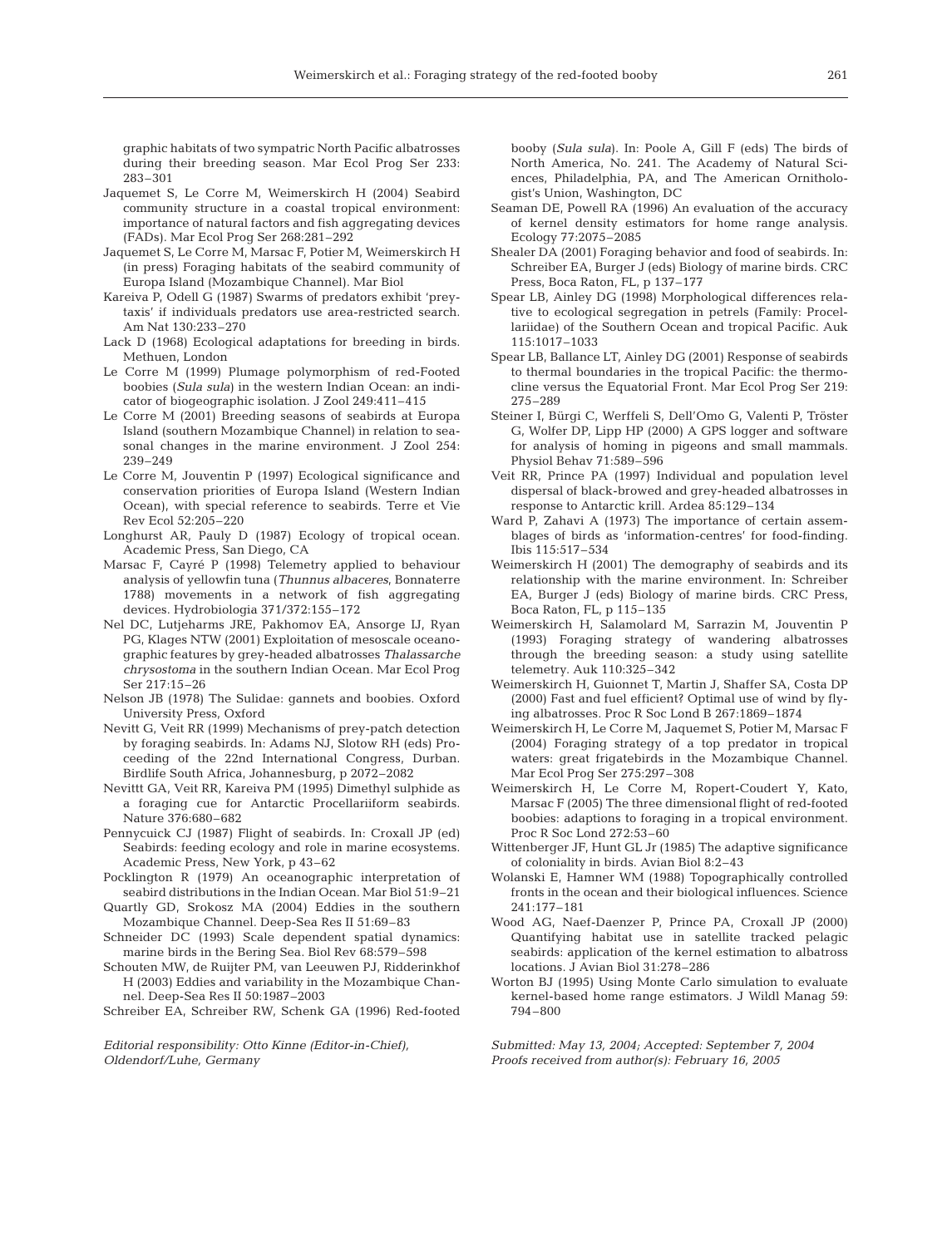graphic habitats of two sympatric North Pacific albatrosses during their breeding season. Mar Ecol Prog Ser 233: 283–301

Jaquemet S, Le Corre M, Weimerskirch H (2004) Seabird community structure in a coastal tropical environment: importance of natural factors and fish aggregating devices (FADs). Mar Ecol Prog Ser 268:281–292

Jaquemet S, Le Corre M, Marsac F, Potier M, Weimerskirch H (in press) Foraging habitats of the seabird community of Europa Island (Mozambique Channel). Mar Biol

Kareiva P, Odell G (1987) Swarms of predators exhibit 'preytaxis' if individuals predators use area-restricted search. Am Nat 130:233–270

Lack D (1968) Ecological adaptations for breeding in birds. Methuen, London

Le Corre M (1999) Plumage polymorphism of red-Footed boobies (*Sula sula*) in the western Indian Ocean: an indicator of biogeographic isolation. J Zool 249:411–415

Le Corre M (2001) Breeding seasons of seabirds at Europa Island (southern Mozambique Channel) in relation to seasonal changes in the marine environment. J Zool 254: 239–249

Le Corre M, Jouventin P (1997) Ecological significance and conservation priorities of Europa Island (Western Indian Ocean), with special reference to seabirds. Terre et Vie Rev Ecol 52:205–220

Longhurst AR, Pauly D (1987) Ecology of tropical ocean. Academic Press, San Diego, CA

Marsac F, Cayré P (1998) Telemetry applied to behaviour analysis of yellowfin tuna (*Thunnus albaceres*, Bonnaterre 1788) movements in a network of fish aggregating devices. Hydrobiologia 371/372:155–172

Nel DC, Lutjeharms JRE, Pakhomov EA, Ansorge IJ, Ryan PG, Klages NTW (2001) Exploitation of mesoscale oceanographic features by grey-headed albatrosses *Thalassarche chrysostoma* in the southern Indian Ocean. Mar Ecol Prog Ser 217:15–26

Nelson JB (1978) The Sulidae: gannets and boobies. Oxford University Press, Oxford

Nevitt G, Veit RR (1999) Mechanisms of prey-patch detection by foraging seabirds. In: Adams NJ, Slotow RH (eds) Proceeding of the 22nd International Congress, Durban. Birdlife South Africa, Johannesburg, p 2072–2082

Nevittt GA, Veit RR, Kareiva PM (1995) Dimethyl sulphide as a foraging cue for Antarctic Procellariiform seabirds. Nature 376:680–682

Pennycuick CJ (1987) Flight of seabirds. In: Croxall JP (ed) Seabirds: feeding ecology and role in marine ecosystems. Academic Press, New York, p 43–62

Pocklington R (1979) An oceanographic interpretation of seabird distributions in the Indian Ocean. Mar Biol 51:9–21

Quartly GD, Srokosz MA (2004) Eddies in the southern Mozambique Channel. Deep-Sea Res II 51:69–83

Schneider DC (1993) Scale dependent spatial dynamics: marine birds in the Bering Sea. Biol Rev 68:579–598

Schouten MW, de Ruijter PM, van Leeuwen PJ, Ridderinkhof H (2003) Eddies and variability in the Mozambique Channel. Deep-Sea Res II 50:1987–2003

Schreiber EA, Schreiber RW, Schenk GA (1996) Red-footed booby (*Sula sula*). In: Poole A, Gill F (eds) The birds of North America, No. 241. The Academy of Natural Sciences, Philadelphia, PA, and The American Ornithologist's Union, Washington, DC

Seaman DE, Powell RA (1996) An evaluation of the accuracy of kernel density estimators for home range analysis. Ecology 77:2075–2085

Shealer DA (2001) Foraging behavior and food of seabirds. In: Schreiber EA, Burger J (eds) Biology of marine birds. CRC Press, Boca Raton, FL, p 137–177

Spear LB, Ainley DG (1998) Morphological differences relative to ecological segregation in petrels (Family: Procellariidae) of the Southern Ocean and tropical Pacific. Auk 115:1017–1033

Spear LB, Ballance LT, Ainley DG (2001) Response of seabirds to thermal boundaries in the tropical Pacific: the thermocline versus the Equatorial Front. Mar Ecol Prog Ser 219: 275–289

Steiner I, Bürgi C, Werffeli S, Dell'Omo G, Valenti P, Tröster G, Wolfer DP, Lipp HP (2000) A GPS logger and software for analysis of homing in pigeons and small mammals. Physiol Behav 71:589–596

Veit RR, Prince PA (1997) Individual and population level dispersal of black-browed and grey-headed albatrosses in response to Antarctic krill. Ardea 85:129–134

Ward P, Zahavi A (1973) The importance of certain assemblages of birds as 'information-centres' for food-finding. Ibis 115:517–534

Weimerskirch H (2001) The demography of seabirds and its relationship with the marine environment. In: Schreiber EA, Burger J (eds) Biology of marine birds. CRC Press, Boca Raton, FL, p 115–135

Weimerskirch H, Salamolard M, Sarrazin M, Jouventin P (1993) Foraging strategy of wandering albatrosses through the breeding season: a study using satellite telemetry. Auk 110:325–342

Weimerskirch H, Guionnet T, Martin J, Shaffer SA, Costa DP (2000) Fast and fuel efficient? Optimal use of wind by flying albatrosses. Proc R Soc Lond B 267:1869–1874

Weimerskirch H, Le Corre M, Jaquemet S, Potier M, Marsac F (2004) Foraging strategy of a top predator in tropical waters: great frigatebirds in the Mozambique Channel. Mar Ecol Prog Ser 275:297–308

Weimerskirch H, Le Corre M, Ropert-Coudert Y, Kato, Marsac F (2005) The three dimensional flight of red-footed boobies: adaptions to foraging in a tropical environment. Proc R Soc Lond 272:53–60

Wittenberger JF, Hunt GL Jr (1985) The adaptive significance of coloniality in birds. Avian Biol 8:2–43

Wolanski E, Hamner WM (1988) Topographically controlled fronts in the ocean and their biological influences. Science 241:177–181

Wood AG, Naef-Daenzer P, Prince PA, Croxall JP (2000) Quantifying habitat use in satellite tracked pelagic seabirds: application of the kernel estimation to albatross locations. J Avian Biol 31:278–286

Worton BJ (1995) Using Monte Carlo simulation to evaluate kernel-based home range estimators. J Wildl Manag 59: 794–800

*Editorial responsibility: Otto Kinne (Editor-in-Chief), Oldendorf/Luhe, Germany*

*Submitted: May 13, 2004; Accepted: September 7, 2004*
*Proofs received from author(s): February 16, 2005*